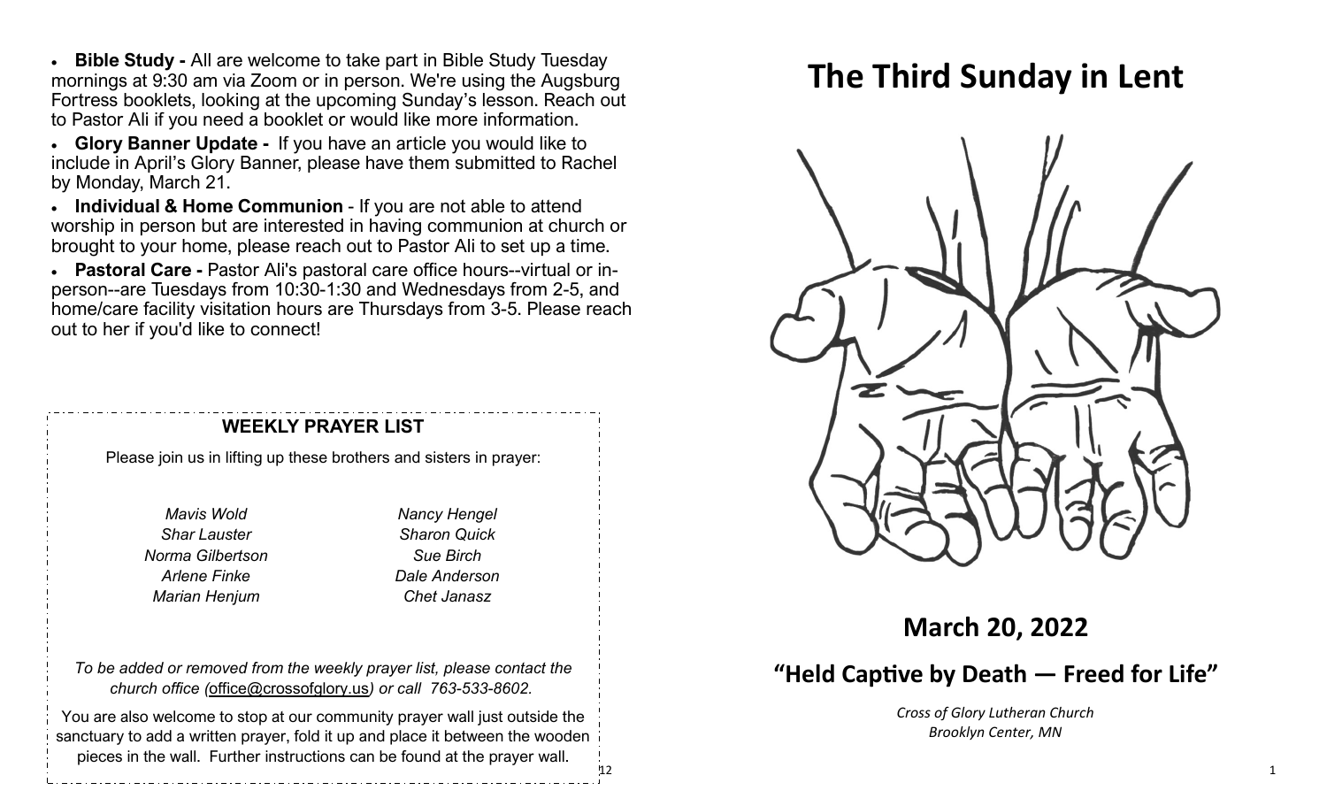- **Bible Study -** All are welcome to take part in Bible Study Tuesday mornings at 9:30 am via Zoom or in person. We're using the Augsburg Fortress booklets, looking at the upcoming Sunday's lesson. Reach out to Pastor Ali if you need a booklet or would like more information.
- **Glory Banner Update -** If you have an article you would like to include in April's Glory Banner, please have them submitted to Rachel by Monday, March 21.
- **Individual & Home Communion** - If you are not able to attend worship in person but are interested in having communion at church or brought to your home, please reach out to Pastor Ali to set up a time.
- **Pastoral Care -** Pastor Ali's pastoral care office hours--virtual or in-person--are Tuesdays from 10:30-1:30 and Wednesdays from 2-5, and home/care facility visitation hours are Thursdays from 3-5. Please reach out to her if you'd like to connect!

**WEEKLY PRAYER LIST**

Please join us in lifting up these brothers and sisters in prayer:

| | |
|---|---|
| *Mavis Wold* | *Nancy Hengel* |
| *Shar Lauster* | *Sharon Quick* |
| *Norma Gilbertson* | *Sue Birch* |
| *Arlene Finke* | *Dale Anderson* |
| *Marian Henjum* | *Chet Janasz* |

*To be added or removed from the weekly prayer list, please contact the church office (office@crossofglory.us) or call 763-533-8602.*

You are also welcome to stop at our community prayer wall just outside the sanctuary to add a written prayer, fold it up and place it between the wooden pieces in the wall. Further instructions can be found at the prayer wall.

# The Third Sunday in Lent

## March 20, 2022

## "Held Captive by Death — Freed for Life"

*Cross of Glory Lutheran Church*
*Brooklyn Center, MN*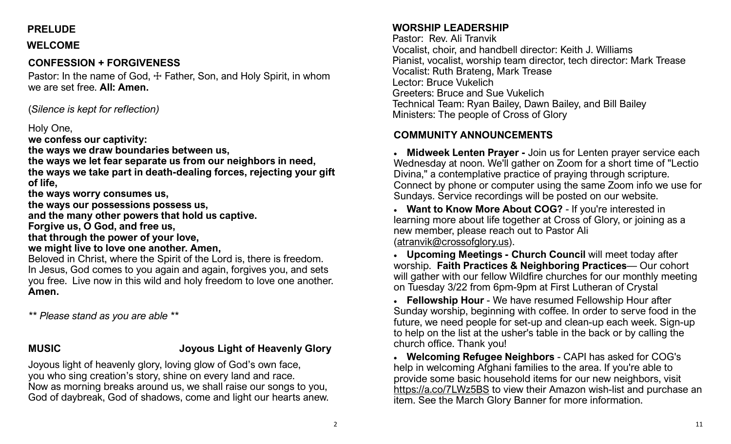**PRELUDE**

**WELCOME**

**CONFESSION + FORGIVENESS**

Pastor: In the name of God, ☩ Father, Son, and Holy Spirit, in whom we are set free. **All: Amen.**

(*Silence is kept for reflection)*

Holy One,
**we confess our captivity:**
**the ways we draw boundaries between us,**
**the ways we let fear separate us from our neighbors in need,**
**the ways we take part in death-dealing forces, rejecting your gift of life,**
**the ways worry consumes us,**
**the ways our possessions possess us,**
**and the many other powers that hold us captive.**
**Forgive us, O God, and free us,**
**that through the power of your love,**
**we might live to love one another. Amen,**
Beloved in Christ, where the Spirit of the Lord is, there is freedom. In Jesus, God comes to you again and again, forgives you, and sets you free. Live now in this wild and holy freedom to love one another. **Amen.**

*** Please stand as you are able ***

**MUSIC** **Joyous Light of Heavenly Glory**

Joyous light of heavenly glory, loving glow of God's own face,
you who sing creation's story, shine on every land and race.
Now as morning breaks around us, we shall raise our songs to you,
God of daybreak, God of shadows, come and light our hearts anew.

**WORSHIP LEADERSHIP**

Pastor: Rev. Ali Tranvik
Vocalist, choir, and handbell director: Keith J. Williams
Pianist, vocalist, worship team director, tech director: Mark Trease
Vocalist: Ruth Brateng, Mark Trease
Lector: Bruce Vukelich
Greeters: Bruce and Sue Vukelich
Technical Team: Ryan Bailey, Dawn Bailey, and Bill Bailey
Ministers: The people of Cross of Glory

**COMMUNITY ANNOUNCEMENTS**

- **Midweek Lenten Prayer -** Join us for Lenten prayer service each Wednesday at noon. We'll gather on Zoom for a short time of "Lectio Divina," a contemplative practice of praying through scripture. Connect by phone or computer using the same Zoom info we use for Sundays. Service recordings will be posted on our website.
- **Want to Know More About COG?** - If you're interested in learning more about life together at Cross of Glory, or joining as a new member, please reach out to Pastor Ali (atranvik@crossofglory.us).
- **Upcoming Meetings - Church Council** will meet today after worship. **Faith Practices & Neighboring Practices**— Our cohort will gather with our fellow Wildfire churches for our monthly meeting on Tuesday 3/22 from 6pm-9pm at First Lutheran of Crystal
- **Fellowship Hour** - We have resumed Fellowship Hour after Sunday worship, beginning with coffee. In order to serve food in the future, we need people for set-up and clean-up each week. Sign-up to help on the list at the usher's table in the back or by calling the church office. Thank you!
- **Welcoming Refugee Neighbors** - CAPI has asked for COG's help in welcoming Afghani families to the area. If you're able to provide some basic household items for our new neighbors, visit https://a.co/7LWz5BS to view their Amazon wish-list and purchase an item. See the March Glory Banner for more information.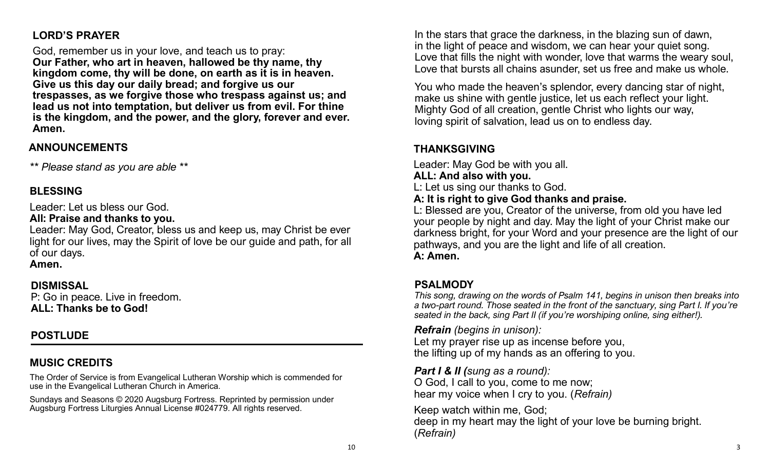## LORD'S PRAYER

God, remember us in your love, and teach us to pray:
**Our Father, who art in heaven, hallowed be thy name, thy kingdom come, thy will be done, on earth as it is in heaven. Give us this day our daily bread; and forgive us our trespasses, as we forgive those who trespass against us; and lead us not into temptation, but deliver us from evil. For thine is the kingdom, and the power, and the glory, forever and ever. Amen.**

## ANNOUNCEMENTS

*** Please stand as you are able ***

## BLESSING

Leader: Let us bless our God.
**All: Praise and thanks to you.**
Leader: May God, Creator, bless us and keep us, may Christ be ever light for our lives, may the Spirit of love be our guide and path, for all of our days.
**Amen.**

## DISMISSAL

P: Go in peace. Live in freedom.
**ALL: Thanks be to God!**

## POSTLUDE

---

## MUSIC CREDITS

The Order of Service is from Evangelical Lutheran Worship which is commended for use in the Evangelical Lutheran Church in America.

Sundays and Seasons © 2020 Augsburg Fortress. Reprinted by permission under Augsburg Fortress Liturgies Annual License #024779. All rights reserved.

In the stars that grace the darkness, in the blazing sun of dawn,
in the light of peace and wisdom, we can hear your quiet song.
Love that fills the night with wonder, love that warms the weary soul,
Love that bursts all chains asunder, set us free and make us whole.

You who made the heaven's splendor, every dancing star of night,
make us shine with gentle justice, let us each reflect your light.
Mighty God of all creation, gentle Christ who lights our way,
loving spirit of salvation, lead us on to endless day.

## THANKSGIVING

Leader: May God be with you all.
**ALL: And also with you.**
L: Let us sing our thanks to God.
**A: It is right to give God thanks and praise.**
L: Blessed are you, Creator of the universe, from old you have led your people by night and day. May the light of your Christ make our darkness bright, for your Word and your presence are the light of our pathways, and you are the light and life of all creation.
**A: Amen.**

## PSALMODY

*This song, drawing on the words of Psalm 141, begins in unison then breaks into a two-part round. Those seated in the front of the sanctuary, sing Part I. If you're seated in the back, sing Part II (if you're worshiping online, sing either!).*

***Refrain** (begins in unison):*
Let my prayer rise up as incense before you,
the lifting up of my hands as an offering to you.

***Part I & II (**sung as a round):*
O God, I call to you, come to me now;
hear my voice when I cry to you. (*Refrain)*

Keep watch within me, God;
deep in my heart may the light of your love be burning bright.
(*Refrain)*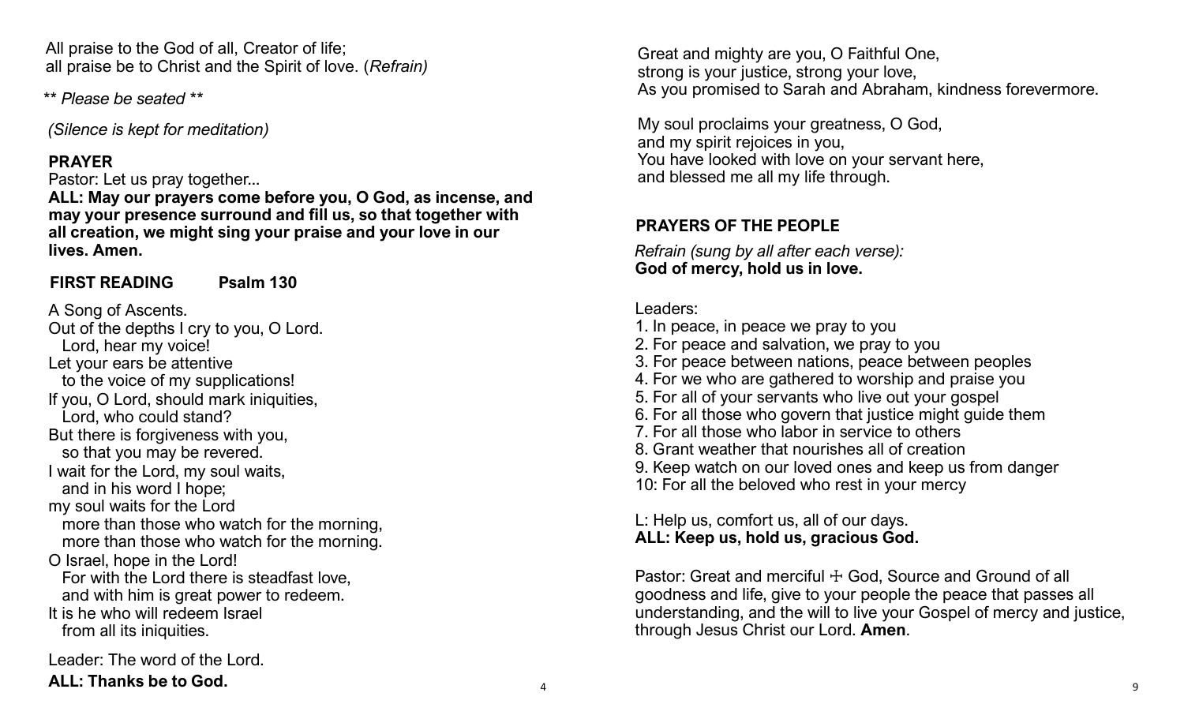All praise to the God of all, Creator of life;
all praise be to Christ and the Spirit of love. (*Refrain*)

*\*\* Please be seated \*\**

*(Silence is kept for meditation)*

**PRAYER**

Pastor: Let us pray together...

**ALL: May our prayers come before you, O God, as incense, and may your presence surround and fill us, so that together with all creation, we might sing your praise and your love in our lives. Amen.**

**FIRST READING Psalm 130**

A Song of Ascents.
Out of the depths I cry to you, O Lord.
  Lord, hear my voice!
Let your ears be attentive
  to the voice of my supplications!
If you, O Lord, should mark iniquities,
  Lord, who could stand?
But there is forgiveness with you,
  so that you may be revered.
I wait for the Lord, my soul waits,
  and in his word I hope;
my soul waits for the Lord
  more than those who watch for the morning,
  more than those who watch for the morning.
O Israel, hope in the Lord!
  For with the Lord there is steadfast love,
  and with him is great power to redeem.
It is he who will redeem Israel
  from all its iniquities.

Leader: The word of the Lord.

**ALL: Thanks be to God.**

Great and mighty are you, O Faithful One,
strong is your justice, strong your love,
As you promised to Sarah and Abraham, kindness forevermore.

My soul proclaims your greatness, O God,
and my spirit rejoices in you,
You have looked with love on your servant here,
and blessed me all my life through.

**PRAYERS OF THE PEOPLE**

*Refrain (sung by all after each verse):*
**God of mercy, hold us in love.**

Leaders:
1. In peace, in peace we pray to you
2. For peace and salvation, we pray to you
3. For peace between nations, peace between peoples
4. For we who are gathered to worship and praise you
5. For all of your servants who live out your gospel
6. For all those who govern that justice might guide them
7. For all those who labor in service to others
8. Grant weather that nourishes all of creation
9. Keep watch on our loved ones and keep us from danger
10: For all the beloved who rest in your mercy

L: Help us, comfort us, all of our days.
**ALL: Keep us, hold us, gracious God.**

Pastor: Great and merciful ☩ God, Source and Ground of all goodness and life, give to your people the peace that passes all understanding, and the will to live your Gospel of mercy and justice, through Jesus Christ our Lord. **Amen**.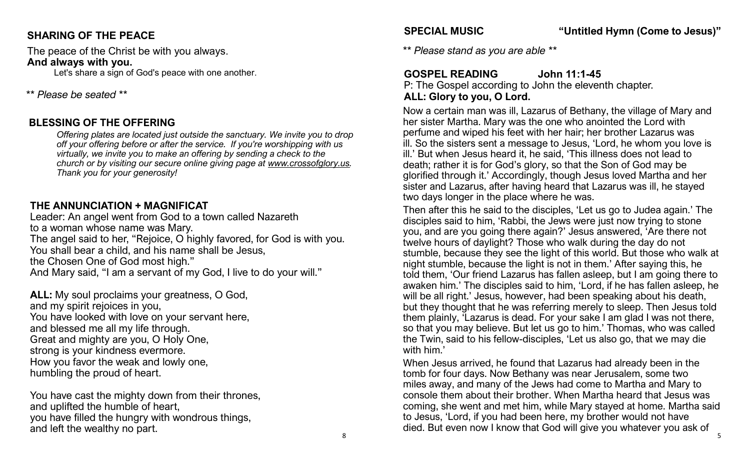## SHARING OF THE PEACE

The peace of the Christ be with you always.
**And always with you.**

Let's share a sign of God's peace with one another.

*\*\* Please be seated \*\**

## BLESSING OF THE OFFERING

*Offering plates are located just outside the sanctuary. We invite you to drop off your offering before or after the service. If you're worshipping with us virtually, we invite you to make an offering by sending a check to the church or by visiting our secure online giving page at www.crossofglory.us. Thank you for your generosity!*

## THE ANNUNCIATION + MAGNIFICAT

Leader: An angel went from God to a town called Nazareth
to a woman whose name was Mary.
The angel said to her, "Rejoice, O highly favored, for God is with you.
You shall bear a child, and his name shall be Jesus,
the Chosen One of God most high."
And Mary said, "I am a servant of my God, I live to do your will."

**ALL:** My soul proclaims your greatness, O God,
and my spirit rejoices in you,
You have looked with love on your servant here,
and blessed me all my life through.
Great and mighty are you, O Holy One,
strong is your kindness evermore.
How you favor the weak and lowly one,
humbling the proud of heart.

You have cast the mighty down from their thrones,
and uplifted the humble of heart,
you have filled the hungry with wondrous things,
and left the wealthy no part.

## SPECIAL MUSIC "Untitled Hymn (Come to Jesus)"

*\*\* Please stand as you are able \*\**

## GOSPEL READING John 11:1-45

P: The Gospel according to John the eleventh chapter.
**ALL: Glory to you, O Lord.**

Now a certain man was ill, Lazarus of Bethany, the village of Mary and her sister Martha. Mary was the one who anointed the Lord with perfume and wiped his feet with her hair; her brother Lazarus was ill. So the sisters sent a message to Jesus, 'Lord, he whom you love is ill.' But when Jesus heard it, he said, 'This illness does not lead to death; rather it is for God's glory, so that the Son of God may be glorified through it.' Accordingly, though Jesus loved Martha and her sister and Lazarus, after having heard that Lazarus was ill, he stayed two days longer in the place where he was.

Then after this he said to the disciples, 'Let us go to Judea again.' The disciples said to him, 'Rabbi, the Jews were just now trying to stone you, and are you going there again?' Jesus answered, 'Are there not twelve hours of daylight? Those who walk during the day do not stumble, because they see the light of this world. But those who walk at night stumble, because the light is not in them.' After saying this, he told them, 'Our friend Lazarus has fallen asleep, but I am going there to awaken him.' The disciples said to him, 'Lord, if he has fallen asleep, he will be all right.' Jesus, however, had been speaking about his death, but they thought that he was referring merely to sleep. Then Jesus told them plainly, 'Lazarus is dead. For your sake I am glad I was not there, so that you may believe. But let us go to him.' Thomas, who was called the Twin, said to his fellow-disciples, 'Let us also go, that we may die with him.'

When Jesus arrived, he found that Lazarus had already been in the tomb for four days. Now Bethany was near Jerusalem, some two miles away, and many of the Jews had come to Martha and Mary to console them about their brother. When Martha heard that Jesus was coming, she went and met him, while Mary stayed at home. Martha said to Jesus, 'Lord, if you had been here, my brother would not have died. But even now I know that God will give you whatever you ask of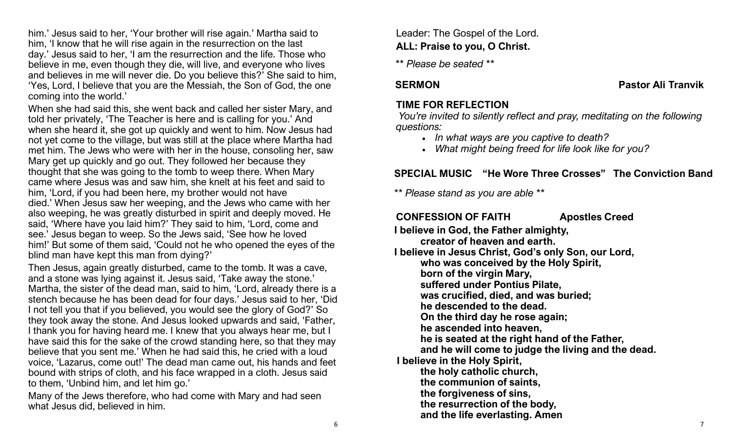him.' Jesus said to her, 'Your brother will rise again.' Martha said to him, 'I know that he will rise again in the resurrection on the last day.' Jesus said to her, 'I am the resurrection and the life. Those who believe in me, even though they die, will live, and everyone who lives and believes in me will never die. Do you believe this?' She said to him, 'Yes, Lord, I believe that you are the Messiah, the Son of God, the one coming into the world.'

When she had said this, she went back and called her sister Mary, and told her privately, 'The Teacher is here and is calling for you.' And when she heard it, she got up quickly and went to him. Now Jesus had not yet come to the village, but was still at the place where Martha had met him. The Jews who were with her in the house, consoling her, saw Mary get up quickly and go out. They followed her because they thought that she was going to the tomb to weep there. When Mary came where Jesus was and saw him, she knelt at his feet and said to him, 'Lord, if you had been here, my brother would not have died.' When Jesus saw her weeping, and the Jews who came with her also weeping, he was greatly disturbed in spirit and deeply moved. He said, 'Where have you laid him?' They said to him, 'Lord, come and see.' Jesus began to weep. So the Jews said, 'See how he loved him!' But some of them said, 'Could not he who opened the eyes of the blind man have kept this man from dying?'

Then Jesus, again greatly disturbed, came to the tomb. It was a cave, and a stone was lying against it. Jesus said, 'Take away the stone.' Martha, the sister of the dead man, said to him, 'Lord, already there is a stench because he has been dead for four days.' Jesus said to her, 'Did I not tell you that if you believed, you would see the glory of God?' So they took away the stone. And Jesus looked upwards and said, 'Father, I thank you for having heard me. I knew that you always hear me, but I have said this for the sake of the crowd standing here, so that they may believe that you sent me.' When he had said this, he cried with a loud voice, 'Lazarus, come out!' The dead man came out, his hands and feet bound with strips of cloth, and his face wrapped in a cloth. Jesus said to them, 'Unbind him, and let him go.'

Many of the Jews therefore, who had come with Mary and had seen what Jesus did, believed in him.

Leader: The Gospel of the Lord.
**ALL: Praise to you, O Christ.**

*\*\* Please be seated \*\**

**SERMON** **Pastor Ali Tranvik**

**TIME FOR REFLECTION**

*You're invited to silently reflect and pray, meditating on the following questions:*

- *In what ways are you captive to death?*
- *What might being freed for life look like for you?*

**SPECIAL MUSIC "He Wore Three Crosses" The Conviction Band**

*\*\* Please stand as you are able \*\**

**CONFESSION OF FAITH Apostles Creed**

**I believe in God, the Father almighty,**
**creator of heaven and earth.**
**I believe in Jesus Christ, God's only Son, our Lord,**
**who was conceived by the Holy Spirit,**
**born of the virgin Mary,**
**suffered under Pontius Pilate,**
**was crucified, died, and was buried;**
**he descended to the dead.**
**On the third day he rose again;**
**he ascended into heaven,**
**he is seated at the right hand of the Father,**
**and he will come to judge the living and the dead.**
**I believe in the Holy Spirit,**
**the holy catholic church,**
**the communion of saints,**
**the forgiveness of sins,**
**the resurrection of the body,**
**and the life everlasting. Amen**